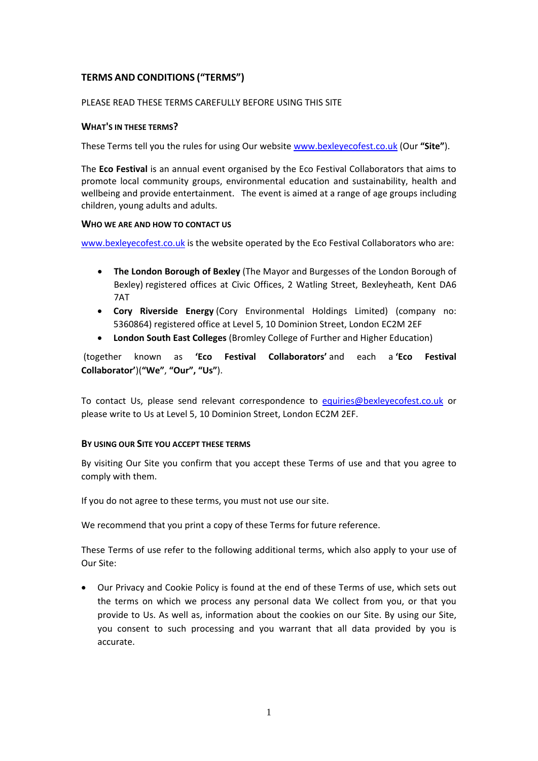# TERMS AND CONDITIONS ("TERMS")

PLEASE READ THESE TERMS CAREFULLY BEFORE USING THIS SITE

### WHAT'S IN THESE TERMS?

These Terms tell you the rules for using Our website www.bexleyecofest.co.uk (Our **"Site"**).

The **Eco Festival** is an annual event organised by the Eco Festival Collaborators that aims to promote local community groups, environmental education and sustainability, health and wellbeing and provide entertainment. The event is aimed at a range of age groups including children, young adults and adults.

### WHO WE ARE AND HOW TO CONTACT US

www.bexleyecofest.co.uk is the website operated by the Eco Festival Collaborators who are:

- **The London Borough of Bexley** (The Mayor and Burgesses of the London Borough of Bexley) registered offices at Civic Offices, 2 Watling Street, Bexleyheath, Kent DA6 7AT
- **Cory Riverside Energy** (Cory Environmental Holdings Limited) (company no: 5360864) registered office at Level 5, 10 Dominion Street, London EC2M 2EF
- **London South East Colleges** (Bromley College of Further and Higher Education)

(together known as **'Eco Festival Collaborators'** and each a **'Eco Festival Collaborator'**)(**"We"**, **"Our", "Us"**).

To contact Us, please send relevant correspondence to equiries@bexleyecofest.co.uk or please write to Us at Level 5, 10 Dominion Street, London EC2M 2EF.

### BY USING OUR SITE YOU ACCEPT THESE TERMS

By visiting Our Site you confirm that you accept these Terms of use and that you agree to comply with them.

If you do not agree to these terms, you must not use our site.

We recommend that you print a copy of these Terms for future reference.

These Terms of use refer to the following additional terms, which also apply to your use of Our Site:

- Our Privacy and Cookie Policy is found at the end of these Terms of use, which sets out the terms on which we process any personal data We collect from you, or that you provide to Us. As well as, information about the cookies on our Site. By using our Site, you consent to such processing and you warrant that all data provided by you is accurate.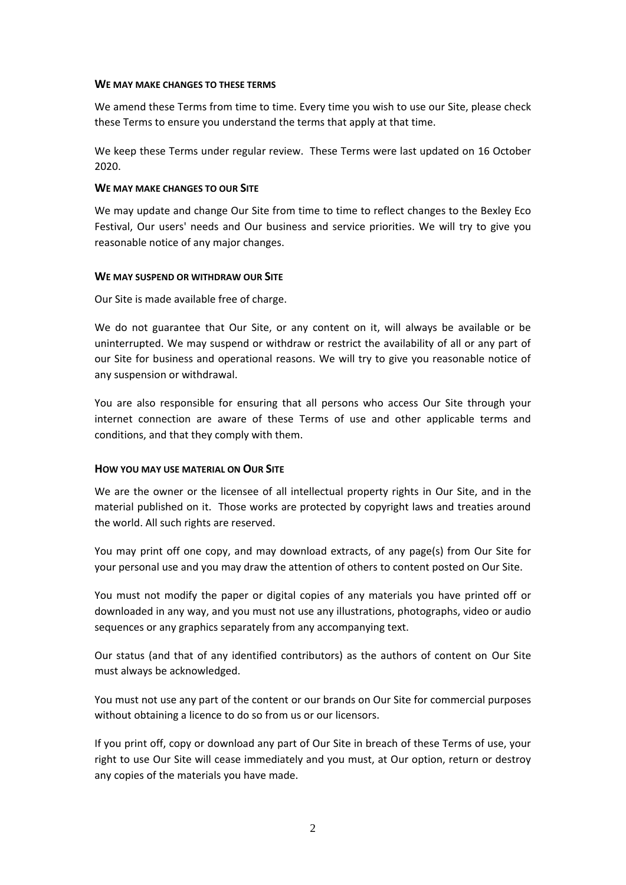#### WE MAY MAKE CHANGES TO THESE TERMS

We amend these Terms from time to time. Every time you wish to use our Site, please check these Terms to ensure you understand the terms that apply at that time.

We keep these Terms under regular review. These Terms were last updated on 16 October 2020.

#### WE MAY MAKE CHANGES TO OUR SITE

We may update and change Our Site from time to time to reflect changes to the Bexley Eco Festival, Our users' needs and Our business and service priorities. We will try to give you reasonable notice of any major changes.

#### WE MAY SUSPEND OR WITHDRAW OUR SITE

Our Site is made available free of charge.

We do not guarantee that Our Site, or any content on it, will always be available or be uninterrupted. We may suspend or withdraw or restrict the availability of all or any part of our Site for business and operational reasons. We will try to give you reasonable notice of any suspension or withdrawal.

You are also responsible for ensuring that all persons who access Our Site through your internet connection are aware of these Terms of use and other applicable terms and conditions, and that they comply with them.

#### HOW YOU MAY USE MATERIAL ON OUR SITE

We are the owner or the licensee of all intellectual property rights in Our Site, and in the material published on it. Those works are protected by copyright laws and treaties around the world. All such rights are reserved.

You may print off one copy, and may download extracts, of any page(s) from Our Site for your personal use and you may draw the attention of others to content posted on Our Site.

You must not modify the paper or digital copies of any materials you have printed off or downloaded in any way, and you must not use any illustrations, photographs, video or audio sequences or any graphics separately from any accompanying text.

Our status (and that of any identified contributors) as the authors of content on Our Site must always be acknowledged.

You must not use any part of the content or our brands on Our Site for commercial purposes without obtaining a licence to do so from us or our licensors.

If you print off, copy or download any part of Our Site in breach of these Terms of use, your right to use Our Site will cease immediately and you must, at Our option, return or destroy any copies of the materials you have made.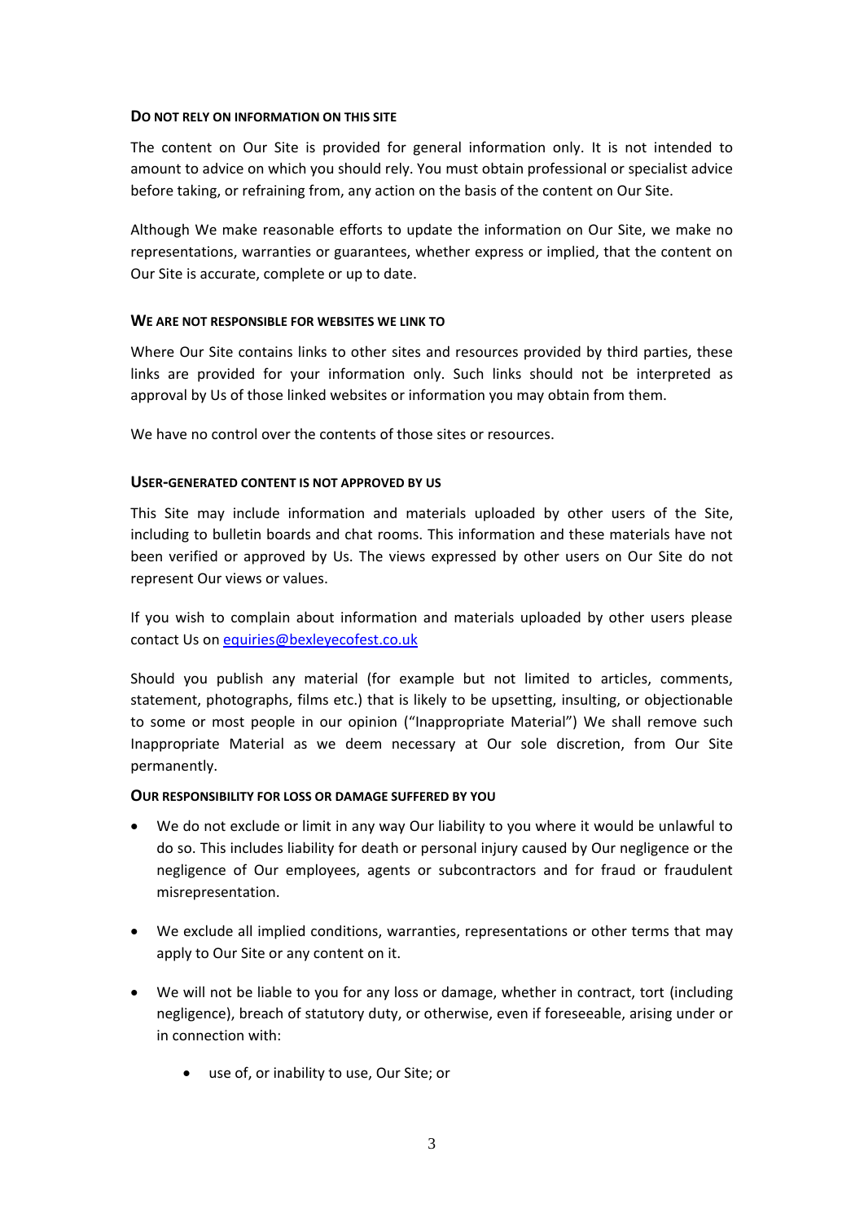## DO NOT RELY ON INFORMATION ON THIS SITE

The content on Our Site is provided for general information only. It is not intended to amount to advice on which you should rely. You must obtain professional or specialist advice before taking, or refraining from, any action on the basis of the content on Our Site.

Although We make reasonable efforts to update the information on Our Site, we make no representations, warranties or guarantees, whether express or implied, that the content on Our Site is accurate, complete or up to date.

## WE ARE NOT RESPONSIBLE FOR WEBSITES WE LINK TO

Where Our Site contains links to other sites and resources provided by third parties, these links are provided for your information only. Such links should not be interpreted as approval by Us of those linked websites or information you may obtain from them.

We have no control over the contents of those sites or resources.

## USER-GENERATED CONTENT IS NOT APPROVED BY US

This Site may include information and materials uploaded by other users of the Site, including to bulletin boards and chat rooms. This information and these materials have not been verified or approved by Us. The views expressed by other users on Our Site do not represent Our views or values.

If you wish to complain about information and materials uploaded by other users please contact Us on [equiries@bexleyecofest.co.uk](mailto:equiries@bexleyecofest.co.uk)

Should you publish any material (for example but not limited to articles, comments, statement, photographs, films etc.) that is likely to be upsetting, insulting, or objectionable to some or most people in our opinion ("Inappropriate Material") We shall remove such Inappropriate Material as we deem necessary at Our sole discretion, from Our Site permanently.

## OUR RESPONSIBILITY FOR LOSS OR DAMAGE SUFFERED BY YOU

- We do not exclude or limit in any way Our liability to you where it would be unlawful to do so. This includes liability for death or personal injury caused by Our negligence or the negligence of Our employees, agents or subcontractors and for fraud or fraudulent misrepresentation.
- We exclude all implied conditions, warranties, representations or other terms that may apply to Our Site or any content on it.
- We will not be liable to you for any loss or damage, whether in contract, tort (including negligence), breach of statutory duty, or otherwise, even if foreseeable, arising under or in connection with:
    - use of, or inability to use, Our Site; or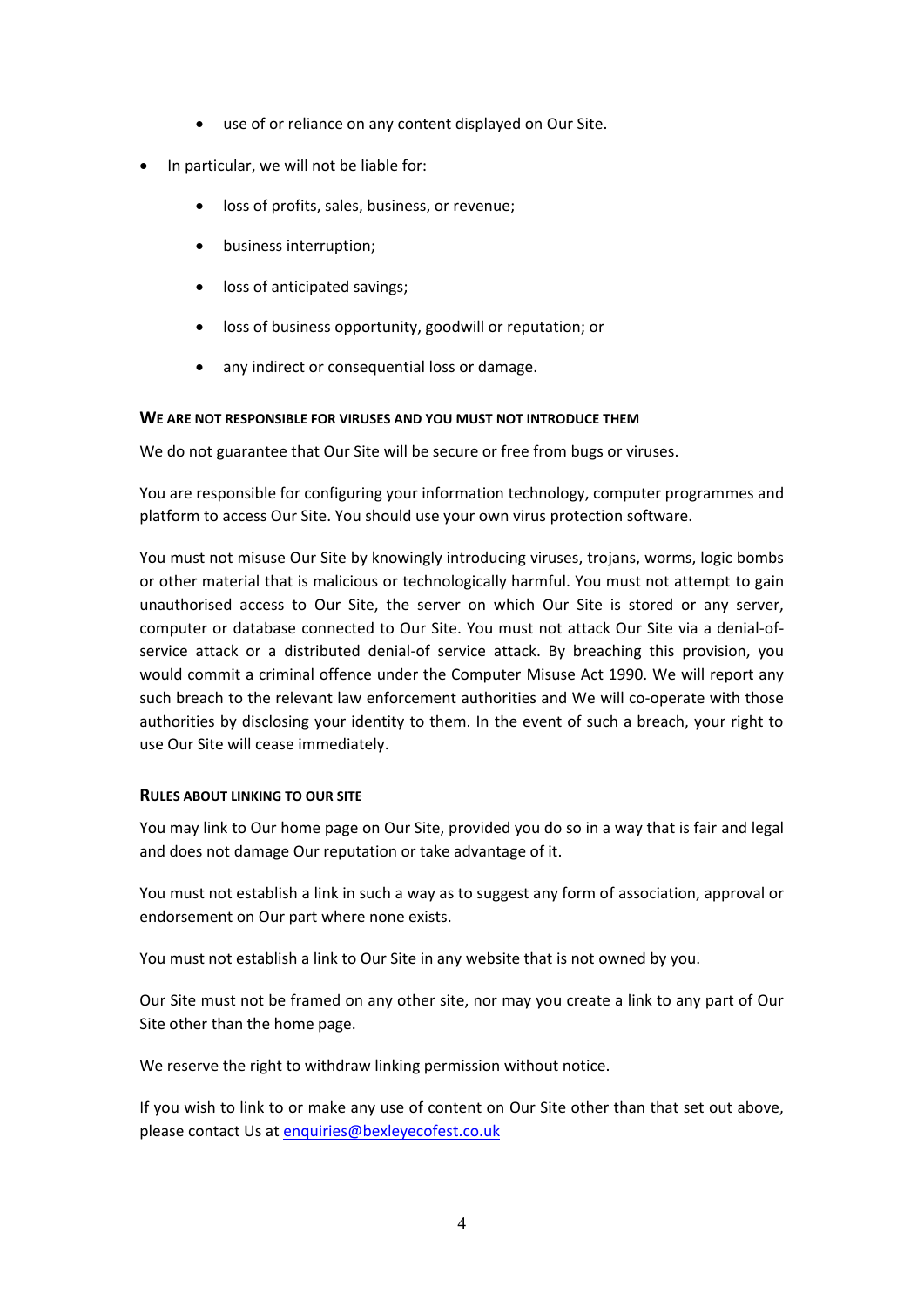- use of or reliance on any content displayed on Our Site.

- In particular, we will not be liable for:
  - loss of profits, sales, business, or revenue;
  - business interruption;
  - loss of anticipated savings;
  - loss of business opportunity, goodwill or reputation; or
  - any indirect or consequential loss or damage.

#### WE ARE NOT RESPONSIBLE FOR VIRUSES AND YOU MUST NOT INTRODUCE THEM

We do not guarantee that Our Site will be secure or free from bugs or viruses.

You are responsible for configuring your information technology, computer programmes and platform to access Our Site. You should use your own virus protection software.

You must not misuse Our Site by knowingly introducing viruses, trojans, worms, logic bombs or other material that is malicious or technologically harmful. You must not attempt to gain unauthorised access to Our Site, the server on which Our Site is stored or any server, computer or database connected to Our Site. You must not attack Our Site via a denial-of-service attack or a distributed denial-of service attack. By breaching this provision, you would commit a criminal offence under the Computer Misuse Act 1990. We will report any such breach to the relevant law enforcement authorities and We will co-operate with those authorities by disclosing your identity to them. In the event of such a breach, your right to use Our Site will cease immediately.

#### RULES ABOUT LINKING TO OUR SITE

You may link to Our home page on Our Site, provided you do so in a way that is fair and legal and does not damage Our reputation or take advantage of it.

You must not establish a link in such a way as to suggest any form of association, approval or endorsement on Our part where none exists.

You must not establish a link to Our Site in any website that is not owned by you.

Our Site must not be framed on any other site, nor may you create a link to any part of Our Site other than the home page.

We reserve the right to withdraw linking permission without notice.

If you wish to link to or make any use of content on Our Site other than that set out above, please contact Us at enquiries@bexleyecofest.co.uk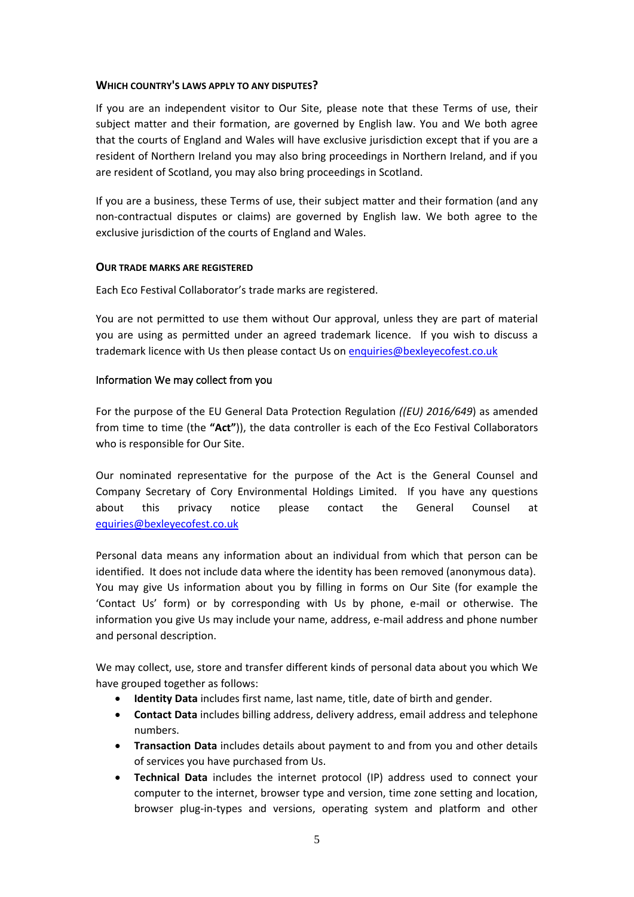### WHICH COUNTRY'S LAWS APPLY TO ANY DISPUTES?

If you are an independent visitor to Our Site, please note that these Terms of use, their subject matter and their formation, are governed by English law. You and We both agree that the courts of England and Wales will have exclusive jurisdiction except that if you are a resident of Northern Ireland you may also bring proceedings in Northern Ireland, and if you are resident of Scotland, you may also bring proceedings in Scotland.

If you are a business, these Terms of use, their subject matter and their formation (and any non-contractual disputes or claims) are governed by English law. We both agree to the exclusive jurisdiction of the courts of England and Wales.

### OUR TRADE MARKS ARE REGISTERED

Each Eco Festival Collaborator's trade marks are registered.

You are not permitted to use them without Our approval, unless they are part of material you are using as permitted under an agreed trademark licence. If you wish to discuss a trademark licence with Us then please contact Us on enquiries@bexleyecofest.co.uk

### Information We may collect from you

For the purpose of the EU General Data Protection Regulation *((EU) 2016/649*) as amended from time to time (the **"Act"**)), the data controller is each of the Eco Festival Collaborators who is responsible for Our Site.

Our nominated representative for the purpose of the Act is the General Counsel and Company Secretary of Cory Environmental Holdings Limited. If you have any questions about this privacy notice please contact the General Counsel at equiries@bexleyecofest.co.uk

Personal data means any information about an individual from which that person can be identified. It does not include data where the identity has been removed (anonymous data). You may give Us information about you by filling in forms on Our Site (for example the 'Contact Us' form) or by corresponding with Us by phone, e-mail or otherwise. The information you give Us may include your name, address, e-mail address and phone number and personal description.

We may collect, use, store and transfer different kinds of personal data about you which We have grouped together as follows:

- **Identity Data** includes first name, last name, title, date of birth and gender.
- **Contact Data** includes billing address, delivery address, email address and telephone numbers.
- **Transaction Data** includes details about payment to and from you and other details of services you have purchased from Us.
- **Technical Data** includes the internet protocol (IP) address used to connect your computer to the internet, browser type and version, time zone setting and location, browser plug-in-types and versions, operating system and platform and other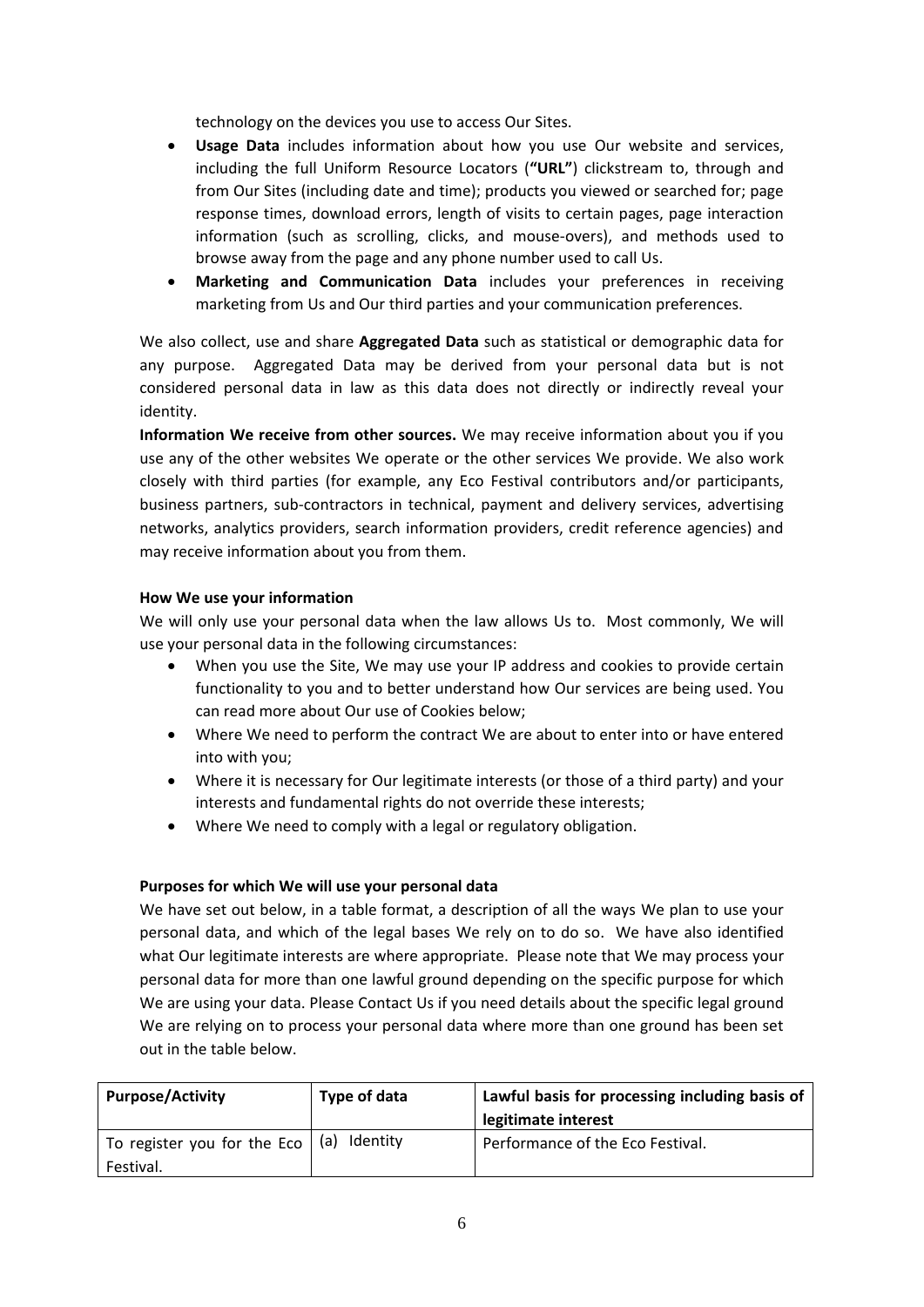technology on the devices you use to access Our Sites.

- **Usage Data** includes information about how you use Our website and services, including the full Uniform Resource Locators (**"URL"**) clickstream to, through and from Our Sites (including date and time); products you viewed or searched for; page response times, download errors, length of visits to certain pages, page interaction information (such as scrolling, clicks, and mouse-overs), and methods used to browse away from the page and any phone number used to call Us.
- **Marketing and Communication Data** includes your preferences in receiving marketing from Us and Our third parties and your communication preferences.

We also collect, use and share **Aggregated Data** such as statistical or demographic data for any purpose. Aggregated Data may be derived from your personal data but is not considered personal data in law as this data does not directly or indirectly reveal your identity.

**Information We receive from other sources.** We may receive information about you if you use any of the other websites We operate or the other services We provide. We also work closely with third parties (for example, any Eco Festival contributors and/or participants, business partners, sub-contractors in technical, payment and delivery services, advertising networks, analytics providers, search information providers, credit reference agencies) and may receive information about you from them.

**How We use your information**

We will only use your personal data when the law allows Us to. Most commonly, We will use your personal data in the following circumstances:

- When you use the Site, We may use your IP address and cookies to provide certain functionality to you and to better understand how Our services are being used. You can read more about Our use of Cookies below;
- Where We need to perform the contract We are about to enter into or have entered into with you;
- Where it is necessary for Our legitimate interests (or those of a third party) and your interests and fundamental rights do not override these interests;
- Where We need to comply with a legal or regulatory obligation.

**Purposes for which We will use your personal data**

We have set out below, in a table format, a description of all the ways We plan to use your personal data, and which of the legal bases We rely on to do so. We have also identified what Our legitimate interests are where appropriate. Please note that We may process your personal data for more than one lawful ground depending on the specific purpose for which We are using your data. Please Contact Us if you need details about the specific legal ground We are relying on to process your personal data where more than one ground has been set out in the table below.

| **Purpose/Activity** | **Type of data** | **Lawful basis for processing including basis of legitimate interest** |
|---|---|---|
| To register you for the Eco Festival. | (a) Identity | Performance of the Eco Festival. |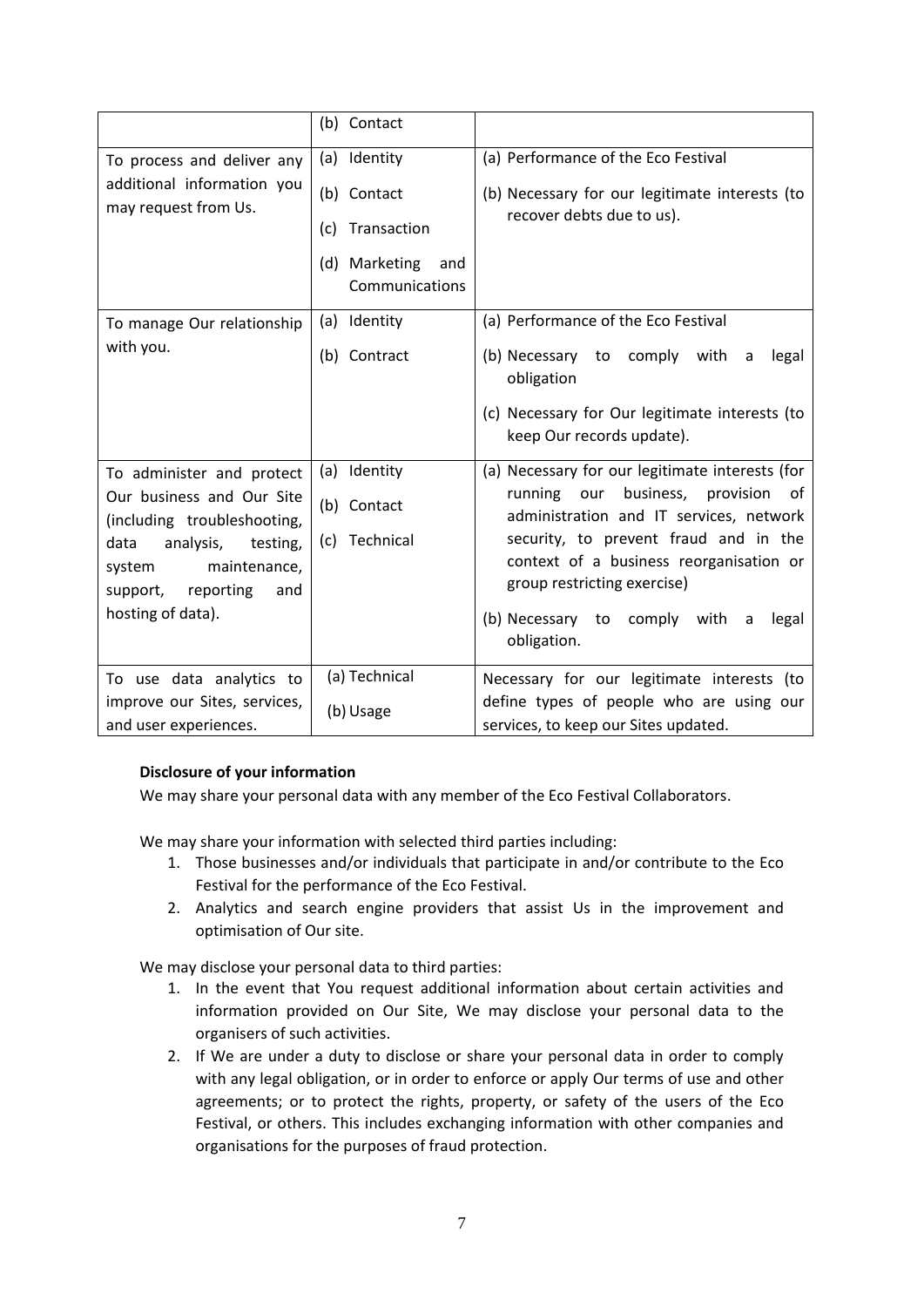| | (b) Contact | |
|---|---|---|
| To process and deliver any additional information you may request from Us. | (a) Identity<br>(b) Contact<br>(c) Transaction<br>(d) Marketing and Communications | (a) Performance of the Eco Festival<br>(b) Necessary for our legitimate interests (to recover debts due to us). |
| To manage Our relationship with you. | (a) Identity<br>(b) Contract | (a) Performance of the Eco Festival<br>(b) Necessary to comply with a legal obligation<br>(c) Necessary for Our legitimate interests (to keep Our records update). |
| To administer and protect Our business and Our Site (including troubleshooting, data analysis, testing, system maintenance, support, reporting and hosting of data). | (a) Identity<br>(b) Contact<br>(c) Technical | (a) Necessary for our legitimate interests (for running our business, provision of administration and IT services, network security, to prevent fraud and in the context of a business reorganisation or group restricting exercise)<br>(b) Necessary to comply with a legal obligation. |
| To use data analytics to improve our Sites, services, and user experiences. | (a) Technical<br>(b) Usage | Necessary for our legitimate interests (to define types of people who are using our services, to keep our Sites updated. |

**Disclosure of your information**

We may share your personal data with any member of the Eco Festival Collaborators.

We may share your information with selected third parties including:

1. Those businesses and/or individuals that participate in and/or contribute to the Eco Festival for the performance of the Eco Festival.
2. Analytics and search engine providers that assist Us in the improvement and optimisation of Our site.

We may disclose your personal data to third parties:

1. In the event that You request additional information about certain activities and information provided on Our Site, We may disclose your personal data to the organisers of such activities.
2. If We are under a duty to disclose or share your personal data in order to comply with any legal obligation, or in order to enforce or apply Our terms of use and other agreements; or to protect the rights, property, or safety of the users of the Eco Festival, or others. This includes exchanging information with other companies and organisations for the purposes of fraud protection.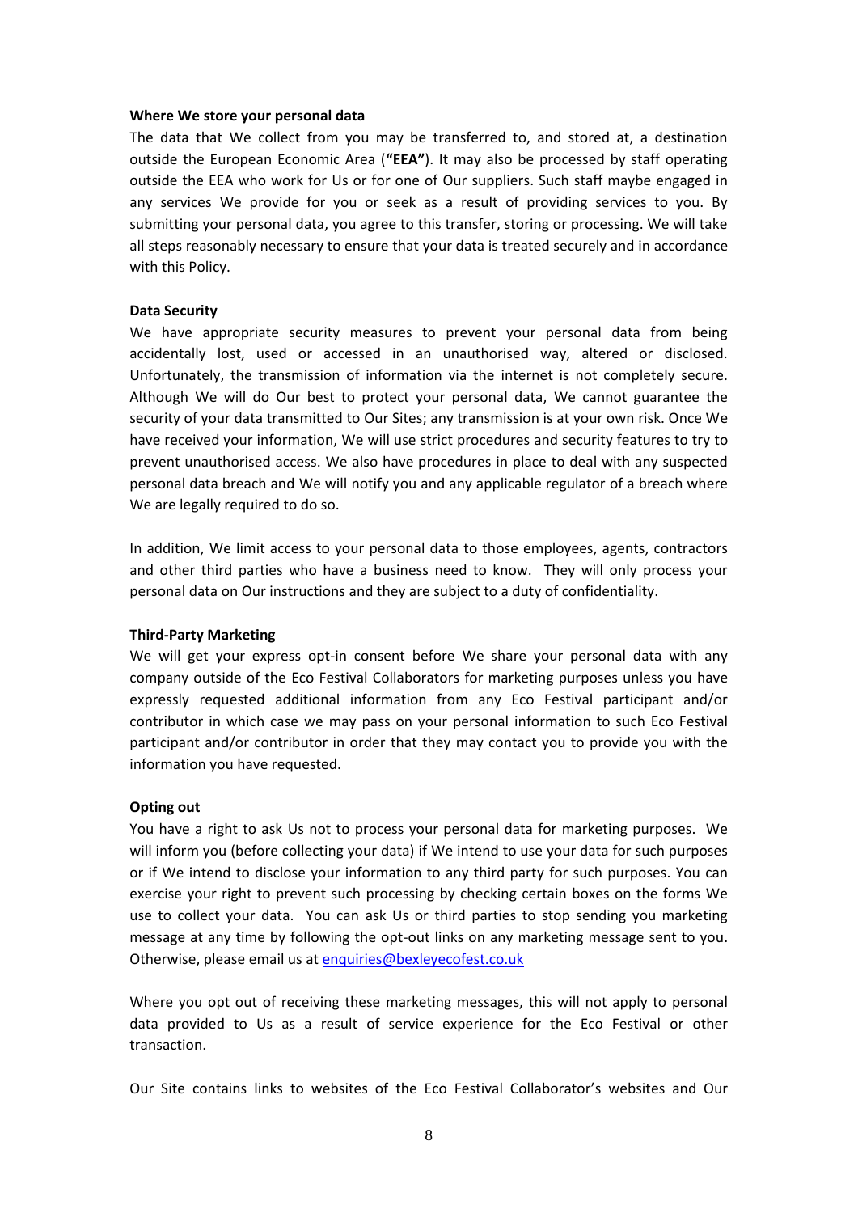**Where We store your personal data**

The data that We collect from you may be transferred to, and stored at, a destination outside the European Economic Area (**"EEA"**). It may also be processed by staff operating outside the EEA who work for Us or for one of Our suppliers. Such staff maybe engaged in any services We provide for you or seek as a result of providing services to you. By submitting your personal data, you agree to this transfer, storing or processing. We will take all steps reasonably necessary to ensure that your data is treated securely and in accordance with this Policy.

**Data Security**

We have appropriate security measures to prevent your personal data from being accidentally lost, used or accessed in an unauthorised way, altered or disclosed. Unfortunately, the transmission of information via the internet is not completely secure. Although We will do Our best to protect your personal data, We cannot guarantee the security of your data transmitted to Our Sites; any transmission is at your own risk. Once We have received your information, We will use strict procedures and security features to try to prevent unauthorised access. We also have procedures in place to deal with any suspected personal data breach and We will notify you and any applicable regulator of a breach where We are legally required to do so.

In addition, We limit access to your personal data to those employees, agents, contractors and other third parties who have a business need to know. They will only process your personal data on Our instructions and they are subject to a duty of confidentiality.

**Third-Party Marketing**

We will get your express opt-in consent before We share your personal data with any company outside of the Eco Festival Collaborators for marketing purposes unless you have expressly requested additional information from any Eco Festival participant and/or contributor in which case we may pass on your personal information to such Eco Festival participant and/or contributor in order that they may contact you to provide you with the information you have requested.

**Opting out**

You have a right to ask Us not to process your personal data for marketing purposes. We will inform you (before collecting your data) if We intend to use your data for such purposes or if We intend to disclose your information to any third party for such purposes. You can exercise your right to prevent such processing by checking certain boxes on the forms We use to collect your data. You can ask Us or third parties to stop sending you marketing message at any time by following the opt-out links on any marketing message sent to you. Otherwise, please email us at enquiries@bexleyecofest.co.uk

Where you opt out of receiving these marketing messages, this will not apply to personal data provided to Us as a result of service experience for the Eco Festival or other transaction.

Our Site contains links to websites of the Eco Festival Collaborator's websites and Our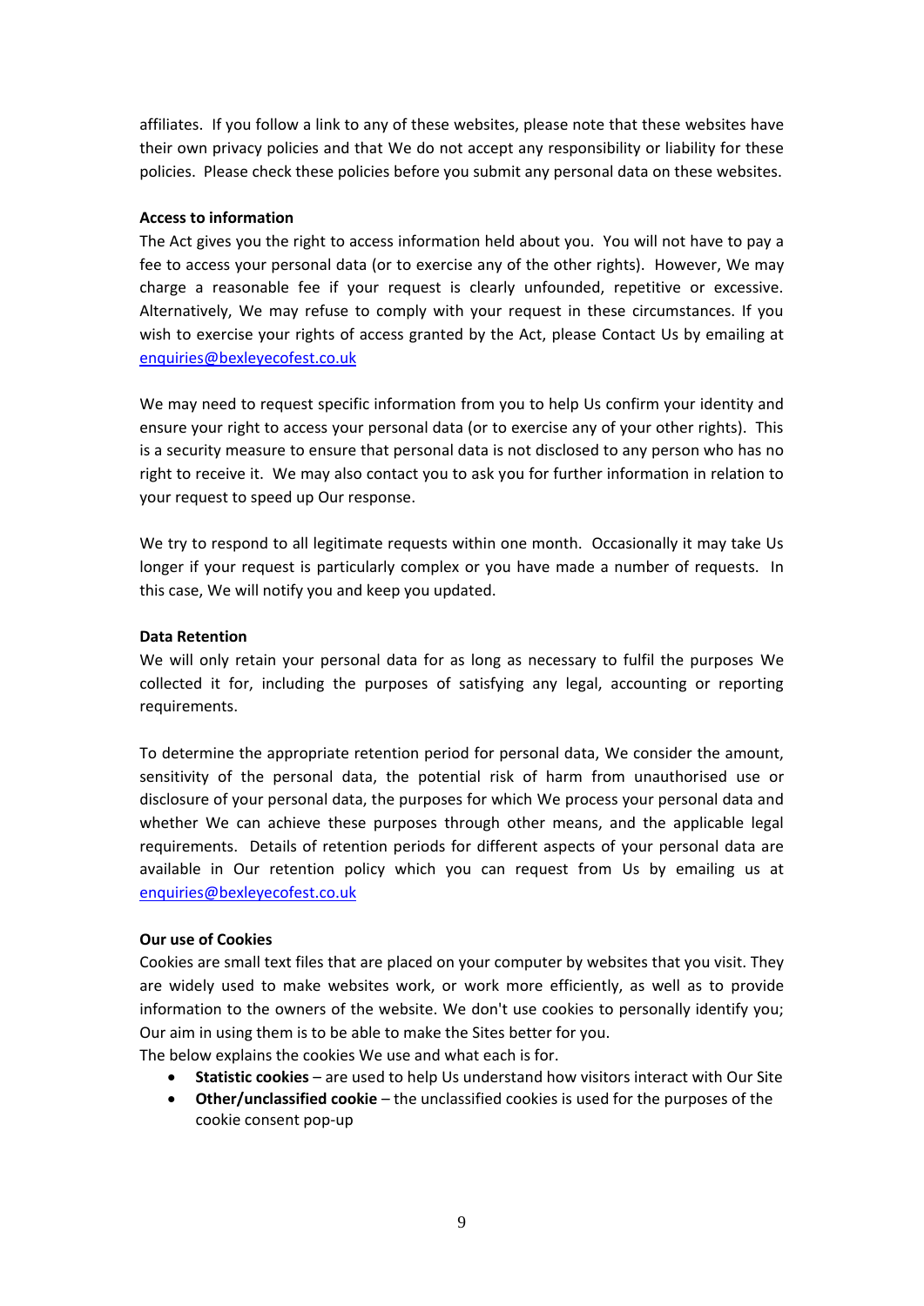affiliates. If you follow a link to any of these websites, please note that these websites have their own privacy policies and that We do not accept any responsibility or liability for these policies. Please check these policies before you submit any personal data on these websites.

**Access to information**

The Act gives you the right to access information held about you. You will not have to pay a fee to access your personal data (or to exercise any of the other rights). However, We may charge a reasonable fee if your request is clearly unfounded, repetitive or excessive. Alternatively, We may refuse to comply with your request in these circumstances. If you wish to exercise your rights of access granted by the Act, please Contact Us by emailing at enquiries@bexleyecofest.co.uk

We may need to request specific information from you to help Us confirm your identity and ensure your right to access your personal data (or to exercise any of your other rights). This is a security measure to ensure that personal data is not disclosed to any person who has no right to receive it. We may also contact you to ask you for further information in relation to your request to speed up Our response.

We try to respond to all legitimate requests within one month. Occasionally it may take Us longer if your request is particularly complex or you have made a number of requests. In this case, We will notify you and keep you updated.

**Data Retention**

We will only retain your personal data for as long as necessary to fulfil the purposes We collected it for, including the purposes of satisfying any legal, accounting or reporting requirements.

To determine the appropriate retention period for personal data, We consider the amount, sensitivity of the personal data, the potential risk of harm from unauthorised use or disclosure of your personal data, the purposes for which We process your personal data and whether We can achieve these purposes through other means, and the applicable legal requirements. Details of retention periods for different aspects of your personal data are available in Our retention policy which you can request from Us by emailing us at enquiries@bexleyecofest.co.uk

**Our use of Cookies**

Cookies are small text files that are placed on your computer by websites that you visit. They are widely used to make websites work, or work more efficiently, as well as to provide information to the owners of the website. We don't use cookies to personally identify you; Our aim in using them is to be able to make the Sites better for you.

The below explains the cookies We use and what each is for.

- **Statistic cookies** – are used to help Us understand how visitors interact with Our Site
- **Other/unclassified cookie** – the unclassified cookies is used for the purposes of the cookie consent pop-up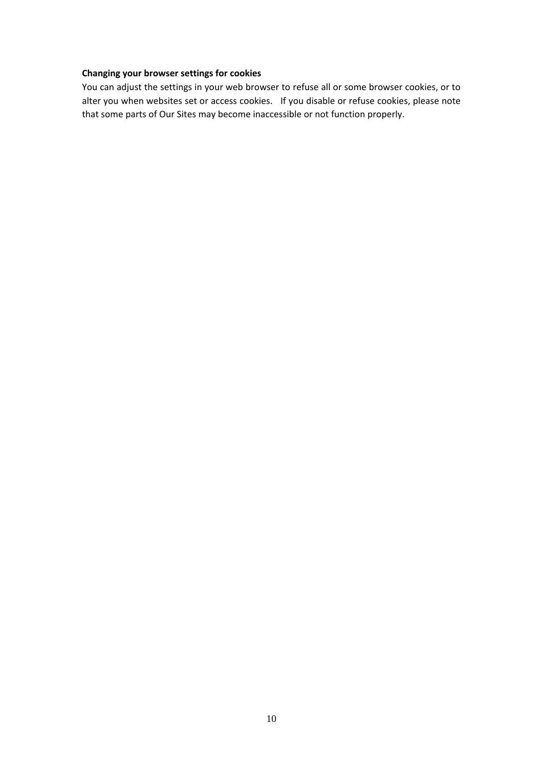**Changing your browser settings for cookies**

You can adjust the settings in your web browser to refuse all or some browser cookies, or to alter you when websites set or access cookies. If you disable or refuse cookies, please note that some parts of Our Sites may become inaccessible or not function properly.